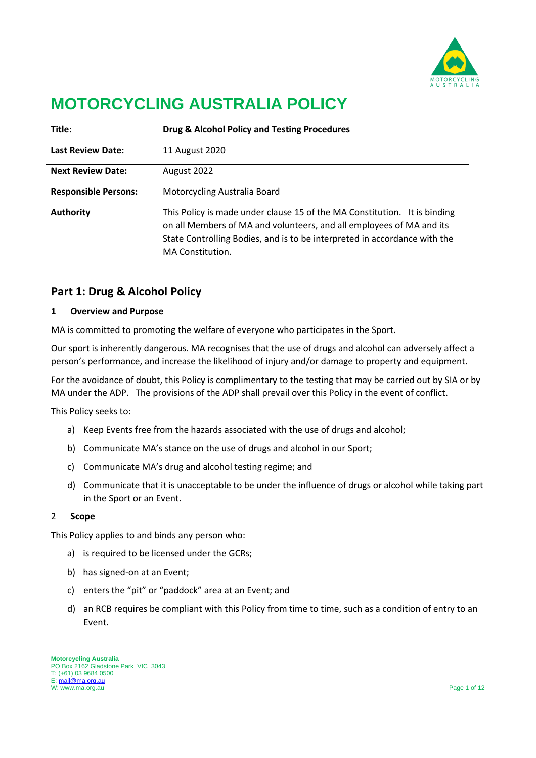# MOTORCYCLING AUSTRALIA POLICY

| | |
|---|---|
| **Title:** | **Drug & Alcohol Policy and Testing Procedures** |
| **Last Review Date:** | 11 August 2020 |
| **Next Review Date:** | August 2022 |
| **Responsible Persons:** | Motorcycling Australia Board |
| **Authority** | This Policy is made under clause 15 of the MA Constitution. It is binding on all Members of MA and volunteers, and all employees of MA and its State Controlling Bodies, and is to be interpreted in accordance with the MA Constitution. |

## Part 1: Drug & Alcohol Policy

### 1 Overview and Purpose

MA is committed to promoting the welfare of everyone who participates in the Sport.

Our sport is inherently dangerous. MA recognises that the use of drugs and alcohol can adversely affect a person's performance, and increase the likelihood of injury and/or damage to property and equipment.

For the avoidance of doubt, this Policy is complimentary to the testing that may be carried out by SIA or by MA under the ADP. The provisions of the ADP shall prevail over this Policy in the event of conflict.

This Policy seeks to:

a) Keep Events free from the hazards associated with the use of drugs and alcohol;

b) Communicate MA's stance on the use of drugs and alcohol in our Sport;

c) Communicate MA's drug and alcohol testing regime; and

d) Communicate that it is unacceptable to be under the influence of drugs or alcohol while taking part in the Sport or an Event.

### 2 Scope

This Policy applies to and binds any person who:

a) is required to be licensed under the GCRs;

b) has signed-on at an Event;

c) enters the "pit" or "paddock" area at an Event; and

d) an RCB requires be compliant with this Policy from time to time, such as a condition of entry to an Event.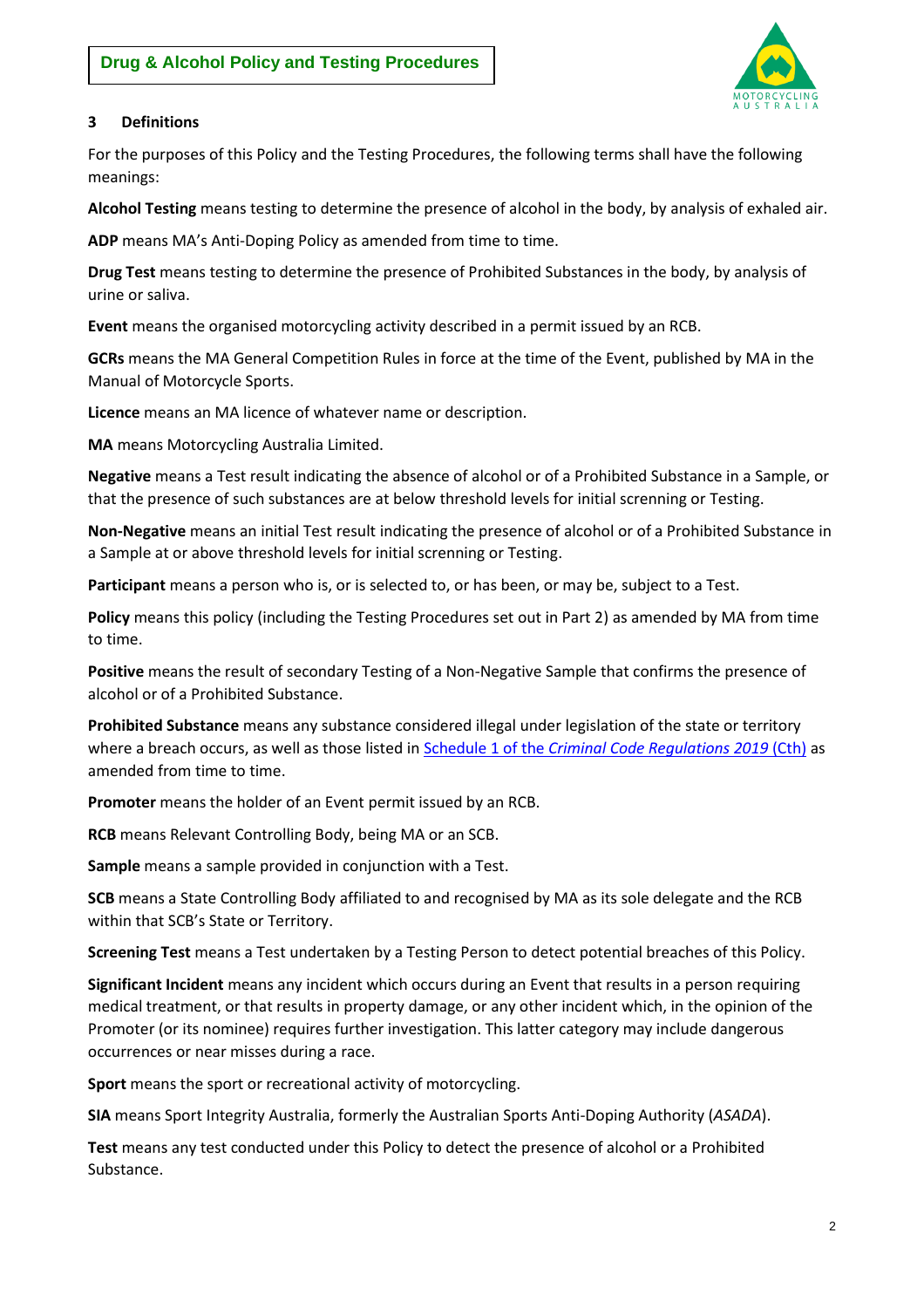### 3 Definitions

For the purposes of this Policy and the Testing Procedures, the following terms shall have the following meanings:

**Alcohol Testing** means testing to determine the presence of alcohol in the body, by analysis of exhaled air.

**ADP** means MA's Anti-Doping Policy as amended from time to time.

**Drug Test** means testing to determine the presence of Prohibited Substances in the body, by analysis of urine or saliva.

**Event** means the organised motorcycling activity described in a permit issued by an RCB.

**GCRs** means the MA General Competition Rules in force at the time of the Event, published by MA in the Manual of Motorcycle Sports.

**Licence** means an MA licence of whatever name or description.

**MA** means Motorcycling Australia Limited.

**Negative** means a Test result indicating the absence of alcohol or of a Prohibited Substance in a Sample, or that the presence of such substances are at below threshold levels for initial screnning or Testing.

**Non-Negative** means an initial Test result indicating the presence of alcohol or of a Prohibited Substance in a Sample at or above threshold levels for initial screnning or Testing.

**Participant** means a person who is, or is selected to, or has been, or may be, subject to a Test.

**Policy** means this policy (including the Testing Procedures set out in Part 2) as amended by MA from time to time.

**Positive** means the result of secondary Testing of a Non-Negative Sample that confirms the presence of alcohol or of a Prohibited Substance.

**Prohibited Substance** means any substance considered illegal under legislation of the state or territory where a breach occurs, as well as those listed in Schedule 1 of the *Criminal Code Regulations 2019* (Cth) as amended from time to time.

**Promoter** means the holder of an Event permit issued by an RCB.

**RCB** means Relevant Controlling Body, being MA or an SCB.

**Sample** means a sample provided in conjunction with a Test.

**SCB** means a State Controlling Body affiliated to and recognised by MA as its sole delegate and the RCB within that SCB's State or Territory.

**Screening Test** means a Test undertaken by a Testing Person to detect potential breaches of this Policy.

**Significant Incident** means any incident which occurs during an Event that results in a person requiring medical treatment, or that results in property damage, or any other incident which, in the opinion of the Promoter (or its nominee) requires further investigation. This latter category may include dangerous occurrences or near misses during a race.

**Sport** means the sport or recreational activity of motorcycling.

**SIA** means Sport Integrity Australia, formerly the Australian Sports Anti-Doping Authority (*ASADA*).

**Test** means any test conducted under this Policy to detect the presence of alcohol or a Prohibited Substance.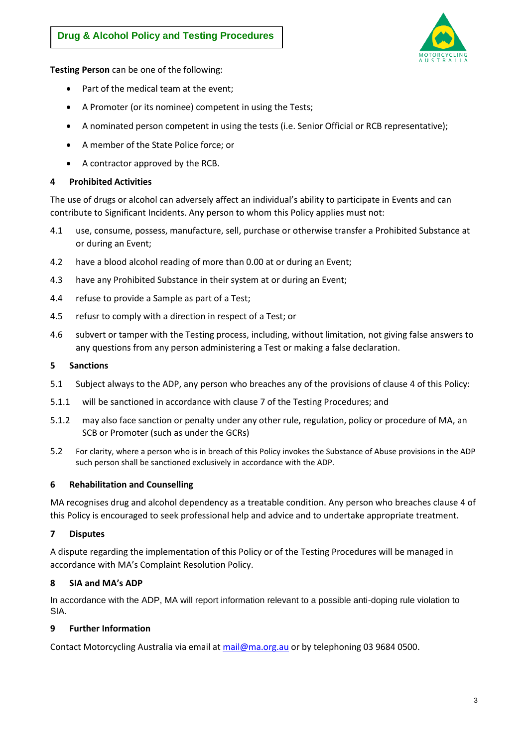**Testing Person** can be one of the following:

- Part of the medical team at the event;
- A Promoter (or its nominee) competent in using the Tests;
- A nominated person competent in using the tests (i.e. Senior Official or RCB representative);
- A member of the State Police force; or
- A contractor approved by the RCB.

## 4 Prohibited Activities

The use of drugs or alcohol can adversely affect an individual's ability to participate in Events and can contribute to Significant Incidents. Any person to whom this Policy applies must not:

4.1 use, consume, possess, manufacture, sell, purchase or otherwise transfer a Prohibited Substance at or during an Event;

4.2 have a blood alcohol reading of more than 0.00 at or during an Event;

4.3 have any Prohibited Substance in their system at or during an Event;

4.4 refuse to provide a Sample as part of a Test;

4.5 refusr to comply with a direction in respect of a Test; or

4.6 subvert or tamper with the Testing process, including, without limitation, not giving false answers to any questions from any person administering a Test or making a false declaration.

## 5 Sanctions

5.1 Subject always to the ADP, any person who breaches any of the provisions of clause 4 of this Policy:

5.1.1 will be sanctioned in accordance with clause 7 of the Testing Procedures; and

5.1.2 may also face sanction or penalty under any other rule, regulation, policy or procedure of MA, an SCB or Promoter (such as under the GCRs)

5.2 For clarity, where a person who is in breach of this Policy invokes the Substance of Abuse provisions in the ADP such person shall be sanctioned exclusively in accordance with the ADP.

## 6 Rehabilitation and Counselling

MA recognises drug and alcohol dependency as a treatable condition. Any person who breaches clause 4 of this Policy is encouraged to seek professional help and advice and to undertake appropriate treatment.

## 7 Disputes

A dispute regarding the implementation of this Policy or of the Testing Procedures will be managed in accordance with MA's Complaint Resolution Policy.

## 8 SIA and MA's ADP

In accordance with the ADP, MA will report information relevant to a possible anti-doping rule violation to SIA.

## 9 Further Information

Contact Motorcycling Australia via email at mail@ma.org.au or by telephoning 03 9684 0500.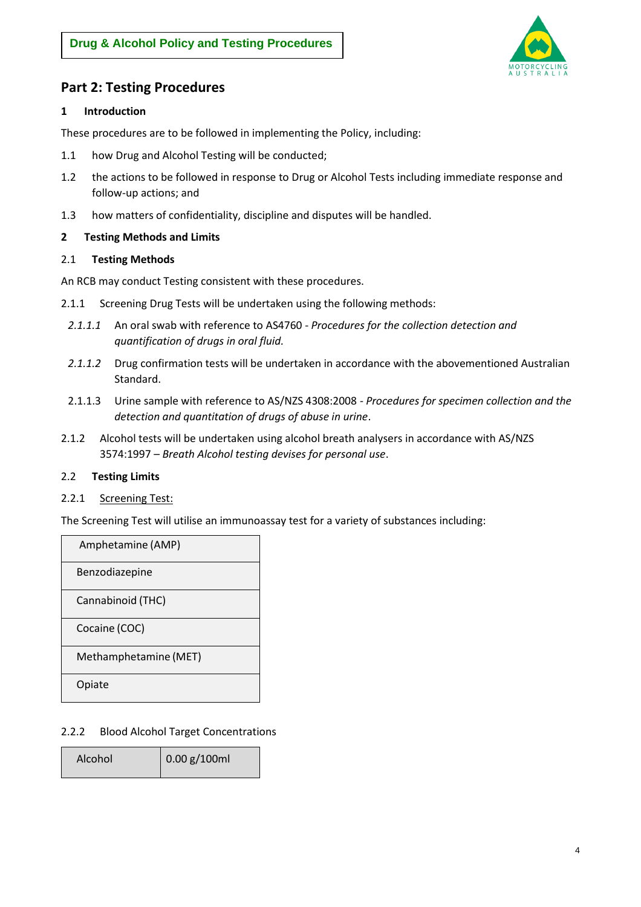## Part 2: Testing Procedures

### 1 Introduction

These procedures are to be followed in implementing the Policy, including:

1.1 how Drug and Alcohol Testing will be conducted;

1.2 the actions to be followed in response to Drug or Alcohol Tests including immediate response and follow-up actions; and

1.3 how matters of confidentiality, discipline and disputes will be handled.

### 2 Testing Methods and Limits

#### 2.1 Testing Methods

An RCB may conduct Testing consistent with these procedures.

2.1.1 Screening Drug Tests will be undertaken using the following methods:

*2.1.1.1* An oral swab with reference to AS4760 - *Procedures for the collection detection and quantification of drugs in oral fluid.*

*2.1.1.2* Drug confirmation tests will be undertaken in accordance with the abovementioned Australian Standard.

2.1.1.3 Urine sample with reference to AS/NZS 4308:2008 - *Procedures for specimen collection and the detection and quantitation of drugs of abuse in urine*.

2.1.2 Alcohol tests will be undertaken using alcohol breath analysers in accordance with AS/NZS 3574:1997 – *Breath Alcohol testing devises for personal use*.

#### 2.2 Testing Limits

2.2.1 Screening Test:

The Screening Test will utilise an immunoassay test for a variety of substances including:

| Substance |
|---|
| Amphetamine (AMP) |
| Benzodiazepine |
| Cannabinoid (THC) |
| Cocaine (COC) |
| Methamphetamine (MET) |
| Opiate |

2.2.2 Blood Alcohol Target Concentrations

| Substance | Concentration |
|---|---|
| Alcohol | 0.00 g/100ml |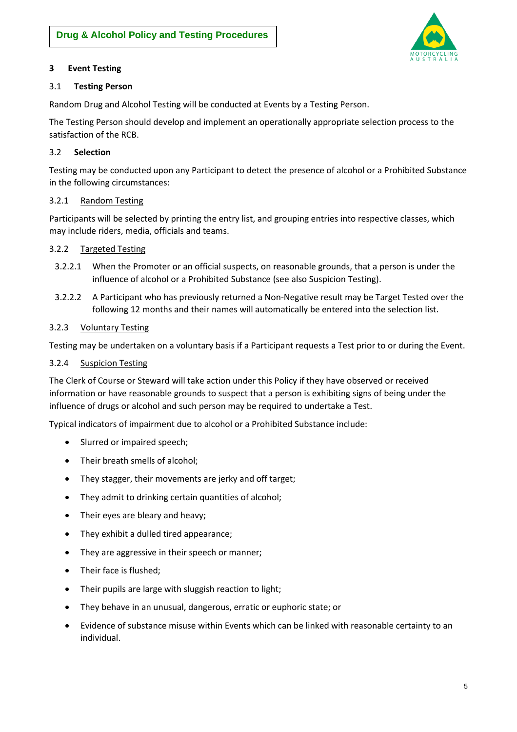## 3 Event Testing

### 3.1 Testing Person

Random Drug and Alcohol Testing will be conducted at Events by a Testing Person.

The Testing Person should develop and implement an operationally appropriate selection process to the satisfaction of the RCB.

### 3.2 Selection

Testing may be conducted upon any Participant to detect the presence of alcohol or a Prohibited Substance in the following circumstances:

#### 3.2.1 Random Testing

Participants will be selected by printing the entry list, and grouping entries into respective classes, which may include riders, media, officials and teams.

#### 3.2.2 Targeted Testing

3.2.2.1 When the Promoter or an official suspects, on reasonable grounds, that a person is under the influence of alcohol or a Prohibited Substance (see also Suspicion Testing).

3.2.2.2 A Participant who has previously returned a Non-Negative result may be Target Tested over the following 12 months and their names will automatically be entered into the selection list.

#### 3.2.3 Voluntary Testing

Testing may be undertaken on a voluntary basis if a Participant requests a Test prior to or during the Event.

#### 3.2.4 Suspicion Testing

The Clerk of Course or Steward will take action under this Policy if they have observed or received information or have reasonable grounds to suspect that a person is exhibiting signs of being under the influence of drugs or alcohol and such person may be required to undertake a Test.

Typical indicators of impairment due to alcohol or a Prohibited Substance include:

- Slurred or impaired speech;
- Their breath smells of alcohol;
- They stagger, their movements are jerky and off target;
- They admit to drinking certain quantities of alcohol;
- Their eyes are bleary and heavy;
- They exhibit a dulled tired appearance;
- They are aggressive in their speech or manner;
- Their face is flushed;
- Their pupils are large with sluggish reaction to light;
- They behave in an unusual, dangerous, erratic or euphoric state; or
- Evidence of substance misuse within Events which can be linked with reasonable certainty to an individual.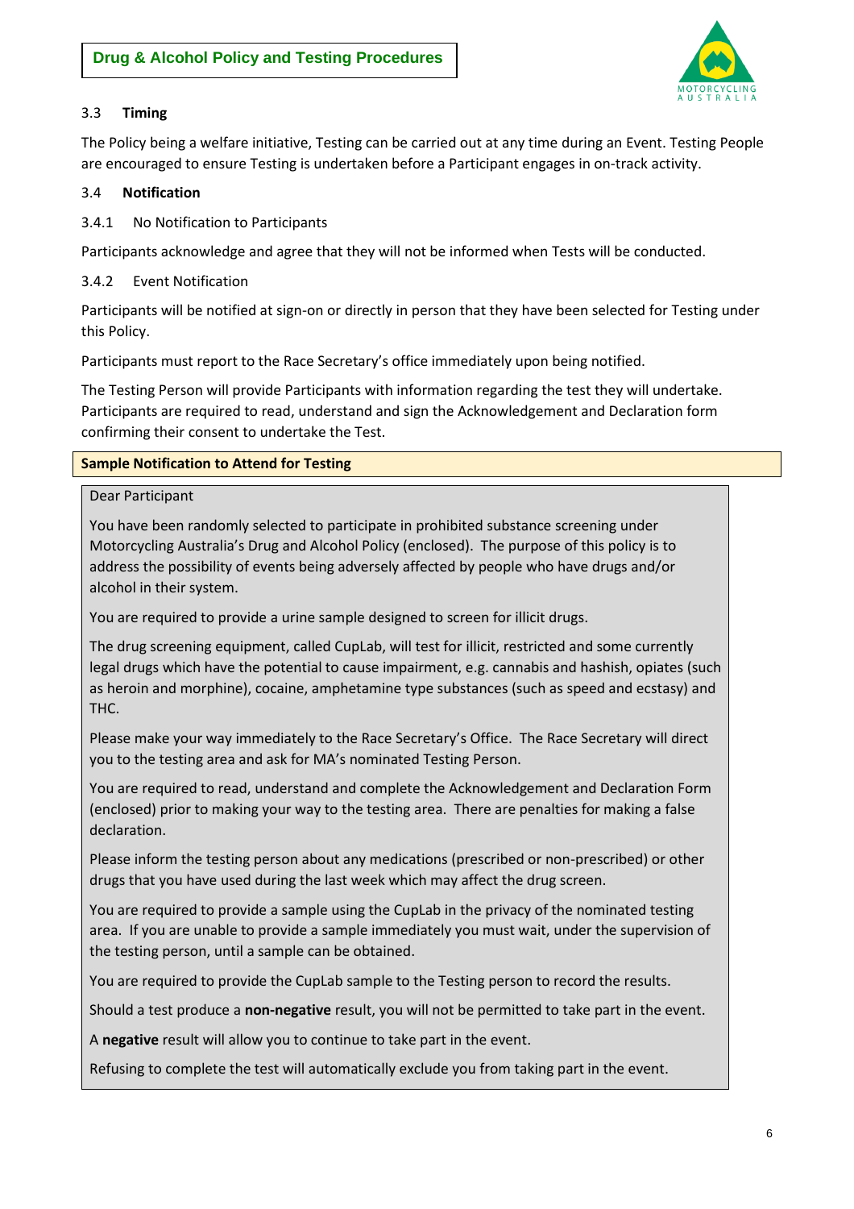### 3.3 Timing

The Policy being a welfare initiative, Testing can be carried out at any time during an Event. Testing People are encouraged to ensure Testing is undertaken before a Participant engages in on-track activity.

### 3.4 Notification

#### 3.4.1 No Notification to Participants

Participants acknowledge and agree that they will not be informed when Tests will be conducted.

#### 3.4.2 Event Notification

Participants will be notified at sign-on or directly in person that they have been selected for Testing under this Policy.

Participants must report to the Race Secretary's office immediately upon being notified.

The Testing Person will provide Participants with information regarding the test they will undertake. Participants are required to read, understand and sign the Acknowledgement and Declaration form confirming their consent to undertake the Test.

**Sample Notification to Attend for Testing**

Dear Participant

You have been randomly selected to participate in prohibited substance screening under Motorcycling Australia's Drug and Alcohol Policy (enclosed). The purpose of this policy is to address the possibility of events being adversely affected by people who have drugs and/or alcohol in their system.

You are required to provide a urine sample designed to screen for illicit drugs.

The drug screening equipment, called CupLab, will test for illicit, restricted and some currently legal drugs which have the potential to cause impairment, e.g. cannabis and hashish, opiates (such as heroin and morphine), cocaine, amphetamine type substances (such as speed and ecstasy) and THC.

Please make your way immediately to the Race Secretary's Office. The Race Secretary will direct you to the testing area and ask for MA's nominated Testing Person.

You are required to read, understand and complete the Acknowledgement and Declaration Form (enclosed) prior to making your way to the testing area. There are penalties for making a false declaration.

Please inform the testing person about any medications (prescribed or non-prescribed) or other drugs that you have used during the last week which may affect the drug screen.

You are required to provide a sample using the CupLab in the privacy of the nominated testing area. If you are unable to provide a sample immediately you must wait, under the supervision of the testing person, until a sample can be obtained.

You are required to provide the CupLab sample to the Testing person to record the results.

Should a test produce a **non-negative** result, you will not be permitted to take part in the event.

A **negative** result will allow you to continue to take part in the event.

Refusing to complete the test will automatically exclude you from taking part in the event.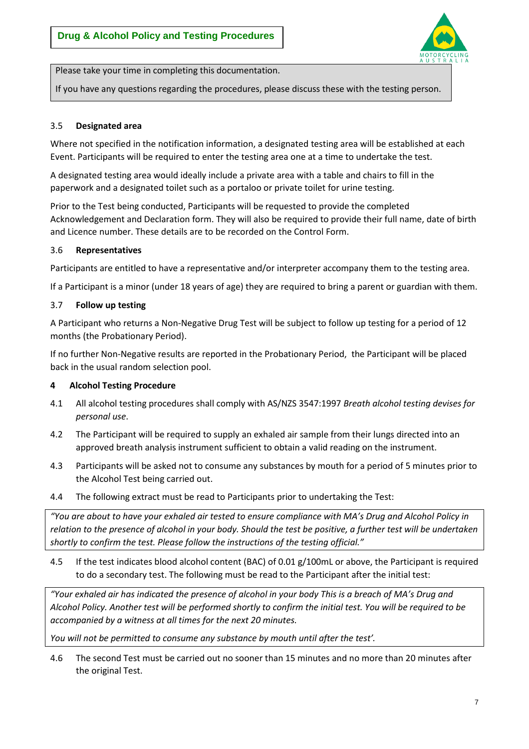Please take your time in completing this documentation.

If you have any questions regarding the procedures, please discuss these with the testing person.

### 3.5 Designated area

Where not specified in the notification information, a designated testing area will be established at each Event. Participants will be required to enter the testing area one at a time to undertake the test.

A designated testing area would ideally include a private area with a table and chairs to fill in the paperwork and a designated toilet such as a portaloo or private toilet for urine testing.

Prior to the Test being conducted, Participants will be requested to provide the completed Acknowledgement and Declaration form. They will also be required to provide their full name, date of birth and Licence number. These details are to be recorded on the Control Form.

### 3.6 Representatives

Participants are entitled to have a representative and/or interpreter accompany them to the testing area.

If a Participant is a minor (under 18 years of age) they are required to bring a parent or guardian with them.

### 3.7 Follow up testing

A Participant who returns a Non-Negative Drug Test will be subject to follow up testing for a period of 12 months (the Probationary Period).

If no further Non-Negative results are reported in the Probationary Period,  the Participant will be placed back in the usual random selection pool.

## 4 Alcohol Testing Procedure

4.1 All alcohol testing procedures shall comply with AS/NZS 3547:1997 *Breath alcohol testing devises for personal use*.

4.2 The Participant will be required to supply an exhaled air sample from their lungs directed into an approved breath analysis instrument sufficient to obtain a valid reading on the instrument.

4.3 Participants will be asked not to consume any substances by mouth for a period of 5 minutes prior to the Alcohol Test being carried out.

4.4 The following extract must be read to Participants prior to undertaking the Test:

> *"You are about to have your exhaled air tested to ensure compliance with MA's Drug and Alcohol Policy in relation to the presence of alcohol in your body. Should the test be positive, a further test will be undertaken shortly to confirm the test. Please follow the instructions of the testing official."*

4.5 If the test indicates blood alcohol content (BAC) of 0.01 g/100mL or above, the Participant is required to do a secondary test. The following must be read to the Participant after the initial test:

> *"Your exhaled air has indicated the presence of alcohol in your body This is a breach of MA's Drug and Alcohol Policy. Another test will be performed shortly to confirm the initial test. You will be required to be accompanied by a witness at all times for the next 20 minutes.*
>
> *You will not be permitted to consume any substance by mouth until after the test'.*

4.6 The second Test must be carried out no sooner than 15 minutes and no more than 20 minutes after the original Test.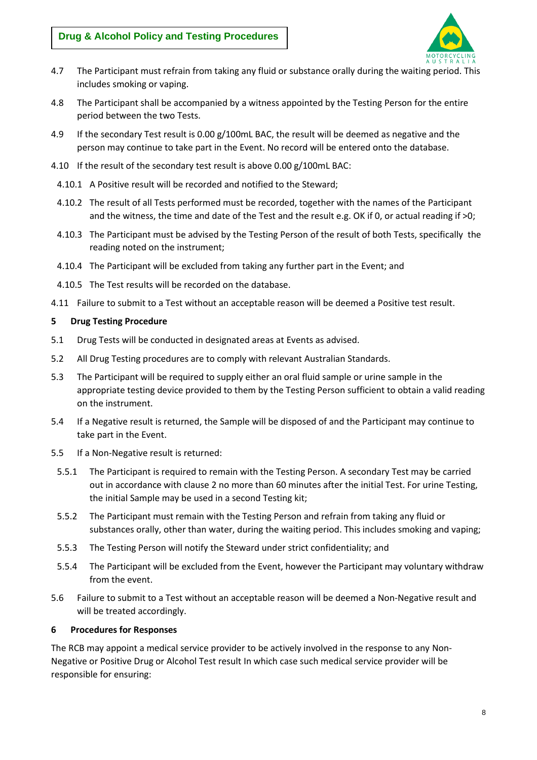4.7 The Participant must refrain from taking any fluid or substance orally during the waiting period. This includes smoking or vaping.

4.8 The Participant shall be accompanied by a witness appointed by the Testing Person for the entire period between the two Tests.

4.9 If the secondary Test result is 0.00 g/100mL BAC, the result will be deemed as negative and the person may continue to take part in the Event. No record will be entered onto the database.

4.10 If the result of the secondary test result is above 0.00 g/100mL BAC:

- 4.10.1 A Positive result will be recorded and notified to the Steward;
- 4.10.2 The result of all Tests performed must be recorded, together with the names of the Participant and the witness, the time and date of the Test and the result e.g. OK if 0, or actual reading if >0;
- 4.10.3 The Participant must be advised by the Testing Person of the result of both Tests, specifically the reading noted on the instrument;
- 4.10.4 The Participant will be excluded from taking any further part in the Event; and
- 4.10.5 The Test results will be recorded on the database.

4.11 Failure to submit to a Test without an acceptable reason will be deemed a Positive test result.

**5 Drug Testing Procedure**

5.1 Drug Tests will be conducted in designated areas at Events as advised.

5.2 All Drug Testing procedures are to comply with relevant Australian Standards.

5.3 The Participant will be required to supply either an oral fluid sample or urine sample in the appropriate testing device provided to them by the Testing Person sufficient to obtain a valid reading on the instrument.

5.4 If a Negative result is returned, the Sample will be disposed of and the Participant may continue to take part in the Event.

5.5 If a Non-Negative result is returned:

- 5.5.1 The Participant is required to remain with the Testing Person. A secondary Test may be carried out in accordance with clause 2 no more than 60 minutes after the initial Test. For urine Testing, the initial Sample may be used in a second Testing kit;
- 5.5.2 The Participant must remain with the Testing Person and refrain from taking any fluid or substances orally, other than water, during the waiting period. This includes smoking and vaping;
- 5.5.3 The Testing Person will notify the Steward under strict confidentiality; and
- 5.5.4 The Participant will be excluded from the Event, however the Participant may voluntary withdraw from the event.

5.6 Failure to submit to a Test without an acceptable reason will be deemed a Non-Negative result and will be treated accordingly.

**6 Procedures for Responses**

The RCB may appoint a medical service provider to be actively involved in the response to any Non-Negative or Positive Drug or Alcohol Test result In which case such medical service provider will be responsible for ensuring: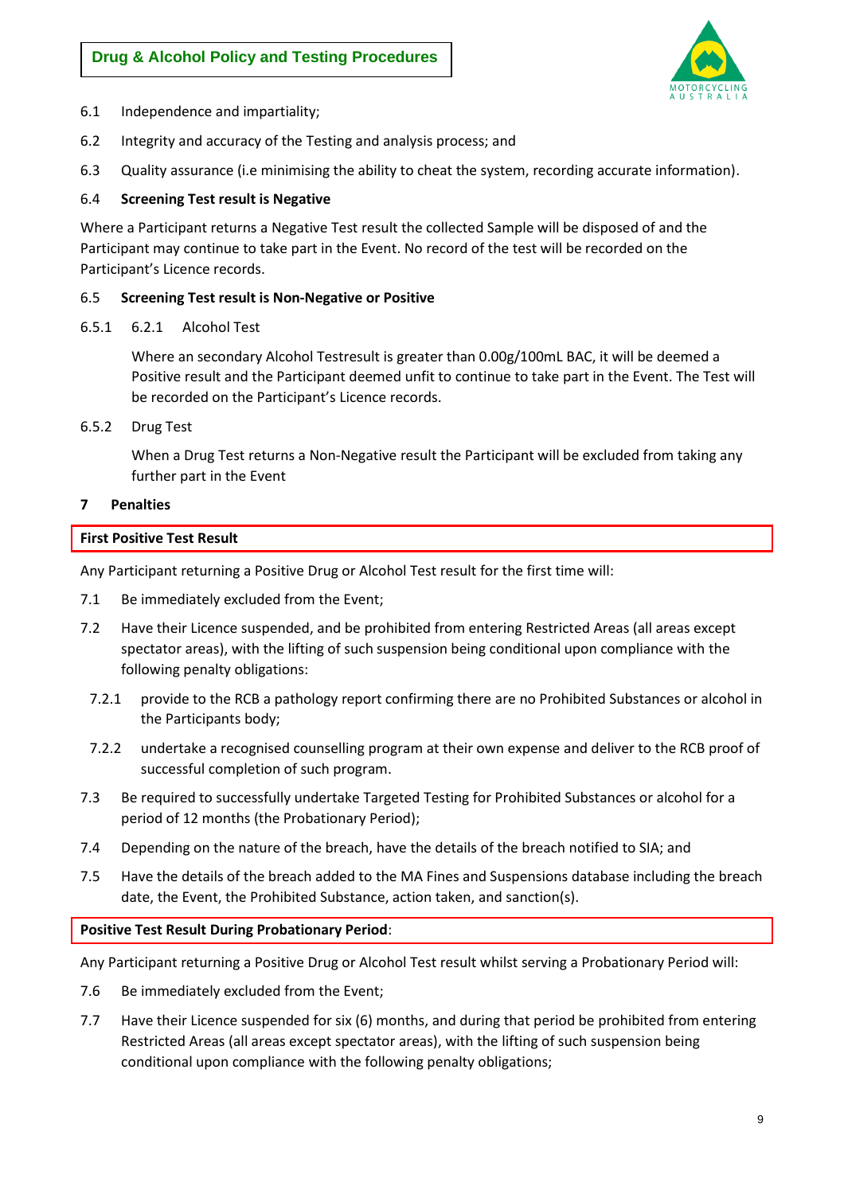6.1 Independence and impartiality;

6.2 Integrity and accuracy of the Testing and analysis process; and

6.3 Quality assurance (i.e minimising the ability to cheat the system, recording accurate information).

6.4 **Screening Test result is Negative**

Where a Participant returns a Negative Test result the collected Sample will be disposed of and the Participant may continue to take part in the Event. No record of the test will be recorded on the Participant's Licence records.

6.5 **Screening Test result is Non-Negative or Positive**

6.5.1 6.2.1 Alcohol Test

Where an secondary Alcohol Testresult is greater than 0.00g/100mL BAC, it will be deemed a Positive result and the Participant deemed unfit to continue to take part in the Event. The Test will be recorded on the Participant's Licence records.

6.5.2 Drug Test

When a Drug Test returns a Non-Negative result the Participant will be excluded from taking any further part in the Event

## 7 Penalties

**First Positive Test Result**

Any Participant returning a Positive Drug or Alcohol Test result for the first time will:

7.1 Be immediately excluded from the Event;

7.2 Have their Licence suspended, and be prohibited from entering Restricted Areas (all areas except spectator areas), with the lifting of such suspension being conditional upon compliance with the following penalty obligations:

7.2.1 provide to the RCB a pathology report confirming there are no Prohibited Substances or alcohol in the Participants body;

7.2.2 undertake a recognised counselling program at their own expense and deliver to the RCB proof of successful completion of such program.

7.3 Be required to successfully undertake Targeted Testing for Prohibited Substances or alcohol for a period of 12 months (the Probationary Period);

7.4 Depending on the nature of the breach, have the details of the breach notified to SIA; and

7.5 Have the details of the breach added to the MA Fines and Suspensions database including the breach date, the Event, the Prohibited Substance, action taken, and sanction(s).

**Positive Test Result During Probationary Period**:

Any Participant returning a Positive Drug or Alcohol Test result whilst serving a Probationary Period will:

7.6 Be immediately excluded from the Event;

7.7 Have their Licence suspended for six (6) months, and during that period be prohibited from entering Restricted Areas (all areas except spectator areas), with the lifting of such suspension being conditional upon compliance with the following penalty obligations;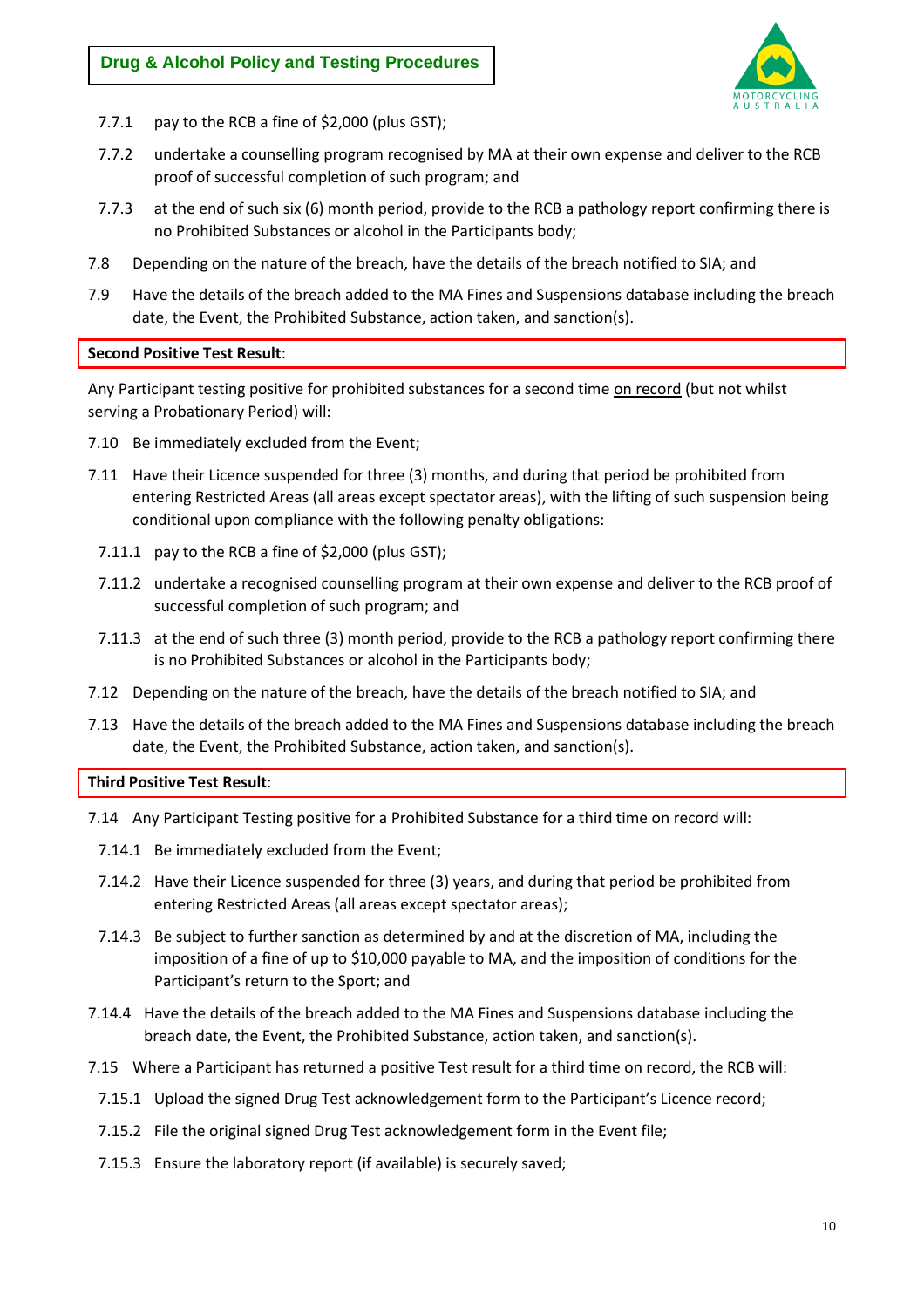7.7.1 pay to the RCB a fine of $2,000 (plus GST);

7.7.2 undertake a counselling program recognised by MA at their own expense and deliver to the RCB proof of successful completion of such program; and

7.7.3 at the end of such six (6) month period, provide to the RCB a pathology report confirming there is no Prohibited Substances or alcohol in the Participants body;

7.8 Depending on the nature of the breach, have the details of the breach notified to SIA; and

7.9 Have the details of the breach added to the MA Fines and Suspensions database including the breach date, the Event, the Prohibited Substance, action taken, and sanction(s).

**Second Positive Test Result**:

Any Participant testing positive for prohibited substances for a second time on record (but not whilst serving a Probationary Period) will:

7.10 Be immediately excluded from the Event;

7.11 Have their Licence suspended for three (3) months, and during that period be prohibited from entering Restricted Areas (all areas except spectator areas), with the lifting of such suspension being conditional upon compliance with the following penalty obligations:

7.11.1 pay to the RCB a fine of $2,000 (plus GST);

7.11.2 undertake a recognised counselling program at their own expense and deliver to the RCB proof of successful completion of such program; and

7.11.3 at the end of such three (3) month period, provide to the RCB a pathology report confirming there is no Prohibited Substances or alcohol in the Participants body;

7.12 Depending on the nature of the breach, have the details of the breach notified to SIA; and

7.13 Have the details of the breach added to the MA Fines and Suspensions database including the breach date, the Event, the Prohibited Substance, action taken, and sanction(s).

**Third Positive Test Result**:

7.14 Any Participant Testing positive for a Prohibited Substance for a third time on record will:

7.14.1 Be immediately excluded from the Event;

7.14.2 Have their Licence suspended for three (3) years, and during that period be prohibited from entering Restricted Areas (all areas except spectator areas);

7.14.3 Be subject to further sanction as determined by and at the discretion of MA, including the imposition of a fine of up to $10,000 payable to MA, and the imposition of conditions for the Participant's return to the Sport; and

7.14.4 Have the details of the breach added to the MA Fines and Suspensions database including the breach date, the Event, the Prohibited Substance, action taken, and sanction(s).

7.15 Where a Participant has returned a positive Test result for a third time on record, the RCB will:

7.15.1 Upload the signed Drug Test acknowledgement form to the Participant's Licence record;

7.15.2 File the original signed Drug Test acknowledgement form in the Event file;

7.15.3 Ensure the laboratory report (if available) is securely saved;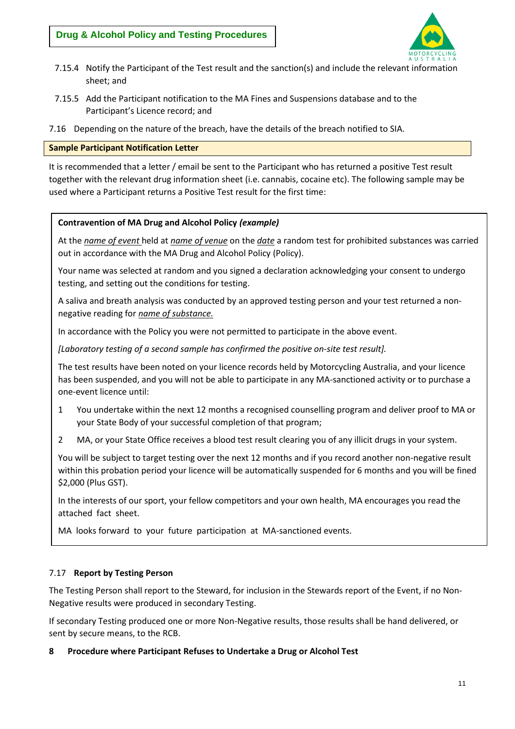7.15.4 Notify the Participant of the Test result and the sanction(s) and include the relevant information sheet; and

7.15.5 Add the Participant notification to the MA Fines and Suspensions database and to the Participant's Licence record; and

7.16 Depending on the nature of the breach, have the details of the breach notified to SIA.

**Sample Participant Notification Letter**

It is recommended that a letter / email be sent to the Participant who has returned a positive Test result together with the relevant drug information sheet (i.e. cannabis, cocaine etc). The following sample may be used where a Participant returns a Positive Test result for the first time:

> **Contravention of MA Drug and Alcohol Policy *(example)***
>
> At the _name of event_ held at _name of venue_ on the _date_ a random test for prohibited substances was carried out in accordance with the MA Drug and Alcohol Policy (Policy).
>
> Your name was selected at random and you signed a declaration acknowledging your consent to undergo testing, and setting out the conditions for testing.
>
> A saliva and breath analysis was conducted by an approved testing person and your test returned a non-negative reading for _name of substance._
>
> In accordance with the Policy you were not permitted to participate in the above event.
>
> *[Laboratory testing of a second sample has confirmed the positive on-site test result].*
>
> The test results have been noted on your licence records held by Motorcycling Australia, and your licence has been suspended, and you will not be able to participate in any MA-sanctioned activity or to purchase a one-event licence until:
>
> 1 You undertake within the next 12 months a recognised counselling program and deliver proof to MA or your State Body of your successful completion of that program;
>
> 2 MA, or your State Office receives a blood test result clearing you of any illicit drugs in your system.
>
> You will be subject to target testing over the next 12 months and if you record another non-negative result within this probation period your licence will be automatically suspended for 6 months and you will be fined $2,000 (Plus GST).
>
> In the interests of our sport, your fellow competitors and your own health, MA encourages you read the attached fact sheet.
>
> MA looks forward to your future participation at MA-sanctioned events.

7.17 **Report by Testing Person**

The Testing Person shall report to the Steward, for inclusion in the Stewards report of the Event, if no Non-Negative results were produced in secondary Testing.

If secondary Testing produced one or more Non-Negative results, those results shall be hand delivered, or sent by secure means, to the RCB.

**8 Procedure where Participant Refuses to Undertake a Drug or Alcohol Test**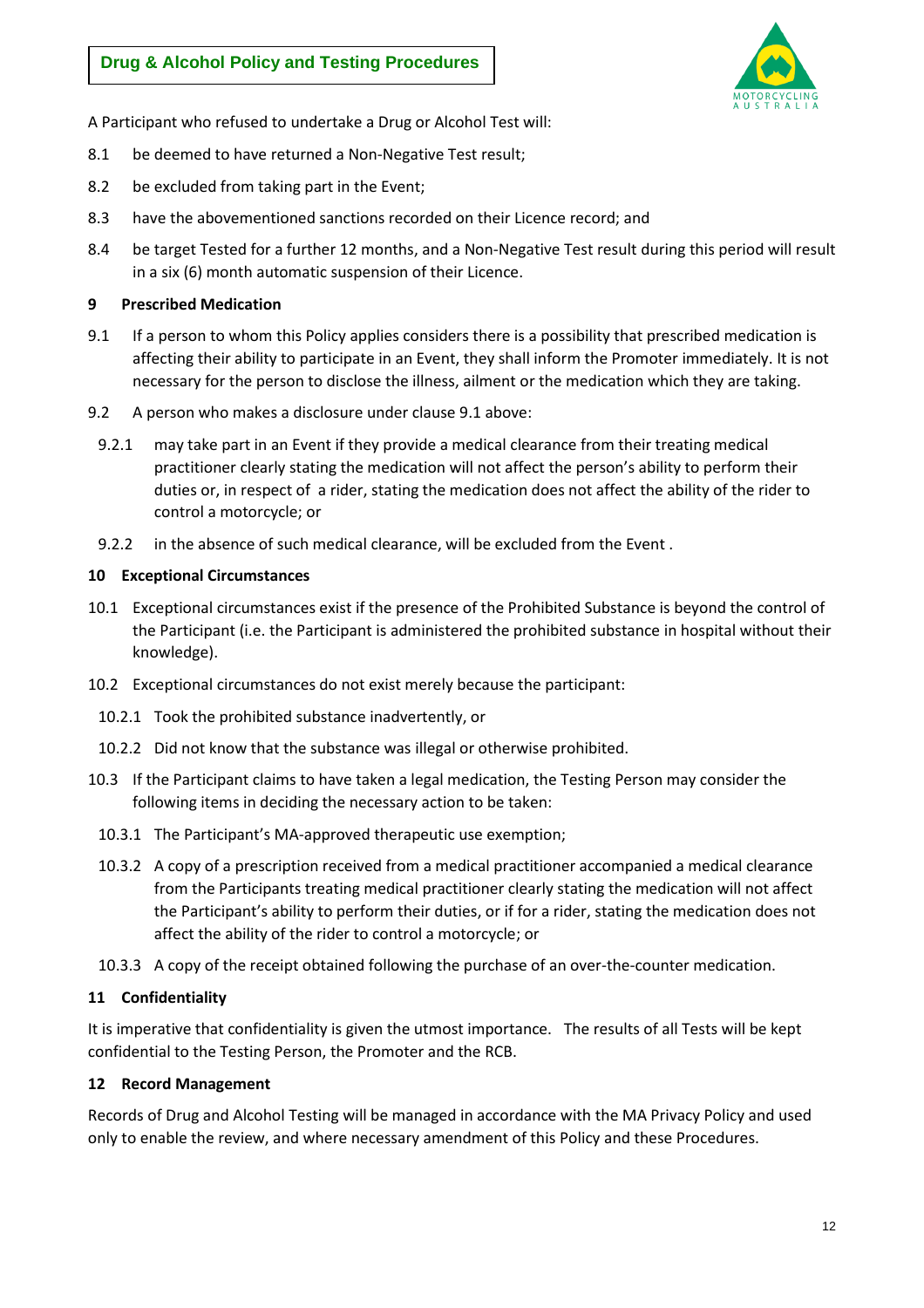A Participant who refused to undertake a Drug or Alcohol Test will:

8.1 be deemed to have returned a Non-Negative Test result;

8.2 be excluded from taking part in the Event;

8.3 have the abovementioned sanctions recorded on their Licence record; and

8.4 be target Tested for a further 12 months, and a Non-Negative Test result during this period will result in a six (6) month automatic suspension of their Licence.

**9 Prescribed Medication**

9.1 If a person to whom this Policy applies considers there is a possibility that prescribed medication is affecting their ability to participate in an Event, they shall inform the Promoter immediately. It is not necessary for the person to disclose the illness, ailment or the medication which they are taking.

9.2 A person who makes a disclosure under clause 9.1 above:

9.2.1 may take part in an Event if they provide a medical clearance from their treating medical practitioner clearly stating the medication will not affect the person's ability to perform their duties or, in respect of a rider, stating the medication does not affect the ability of the rider to control a motorcycle; or

9.2.2 in the absence of such medical clearance, will be excluded from the Event .

**10 Exceptional Circumstances**

10.1 Exceptional circumstances exist if the presence of the Prohibited Substance is beyond the control of the Participant (i.e. the Participant is administered the prohibited substance in hospital without their knowledge).

10.2 Exceptional circumstances do not exist merely because the participant:

10.2.1 Took the prohibited substance inadvertently, or

10.2.2 Did not know that the substance was illegal or otherwise prohibited.

10.3 If the Participant claims to have taken a legal medication, the Testing Person may consider the following items in deciding the necessary action to be taken:

10.3.1 The Participant's MA-approved therapeutic use exemption;

10.3.2 A copy of a prescription received from a medical practitioner accompanied a medical clearance from the Participants treating medical practitioner clearly stating the medication will not affect the Participant's ability to perform their duties, or if for a rider, stating the medication does not affect the ability of the rider to control a motorcycle; or

10.3.3 A copy of the receipt obtained following the purchase of an over-the-counter medication.

**11 Confidentiality**

It is imperative that confidentiality is given the utmost importance. The results of all Tests will be kept confidential to the Testing Person, the Promoter and the RCB.

**12 Record Management**

Records of Drug and Alcohol Testing will be managed in accordance with the MA Privacy Policy and used only to enable the review, and where necessary amendment of this Policy and these Procedures.